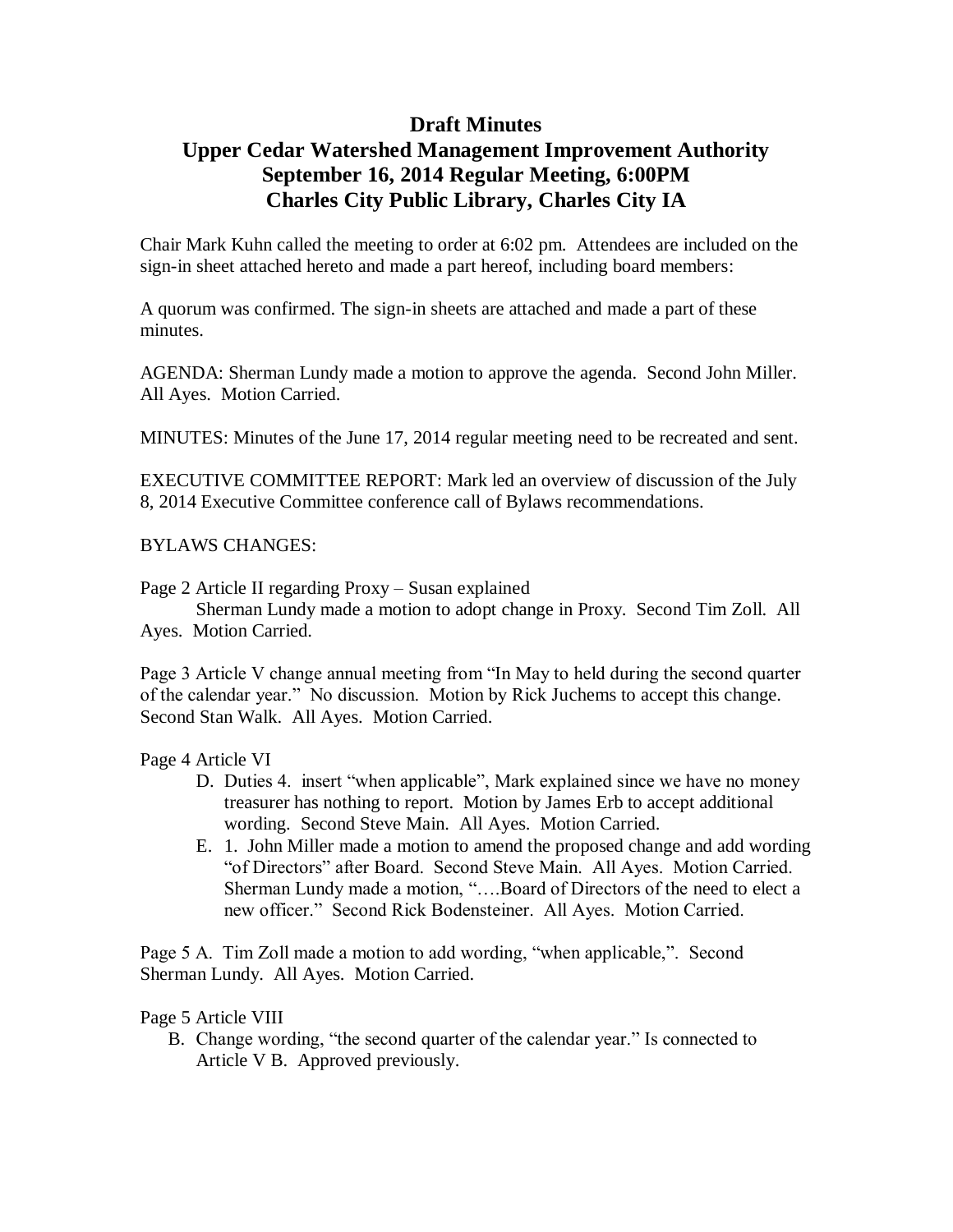# Draft Minutes
# Upper Cedar Watershed Management Improvement Authority
# September 16, 2014 Regular Meeting, 6:00PM
# Charles City Public Library, Charles City IA

Chair Mark Kuhn called the meeting to order at 6:02 pm. Attendees are included on the sign-in sheet attached hereto and made a part hereof, including board members:

A quorum was confirmed. The sign-in sheets are attached and made a part of these minutes.

AGENDA: Sherman Lundy made a motion to approve the agenda. Second John Miller. All Ayes. Motion Carried.

MINUTES: Minutes of the June 17, 2014 regular meeting need to be recreated and sent.

EXECUTIVE COMMITTEE REPORT: Mark led an overview of discussion of the July 8, 2014 Executive Committee conference call of Bylaws recommendations.

BYLAWS CHANGES:

Page 2 Article II regarding Proxy – Susan explained

Sherman Lundy made a motion to adopt change in Proxy. Second Tim Zoll. All Ayes. Motion Carried.

Page 3 Article V change annual meeting from "In May to held during the second quarter of the calendar year." No discussion. Motion by Rick Juchems to accept this change. Second Stan Walk. All Ayes. Motion Carried.

Page 4 Article VI

D. Duties 4. insert "when applicable", Mark explained since we have no money treasurer has nothing to report. Motion by James Erb to accept additional wording. Second Steve Main. All Ayes. Motion Carried.

E. 1. John Miller made a motion to amend the proposed change and add wording "of Directors" after Board. Second Steve Main. All Ayes. Motion Carried. Sherman Lundy made a motion, "….Board of Directors of the need to elect a new officer." Second Rick Bodensteiner. All Ayes. Motion Carried.

Page 5 A. Tim Zoll made a motion to add wording, "when applicable,". Second Sherman Lundy. All Ayes. Motion Carried.

Page 5 Article VIII

B. Change wording, "the second quarter of the calendar year." Is connected to Article V B. Approved previously.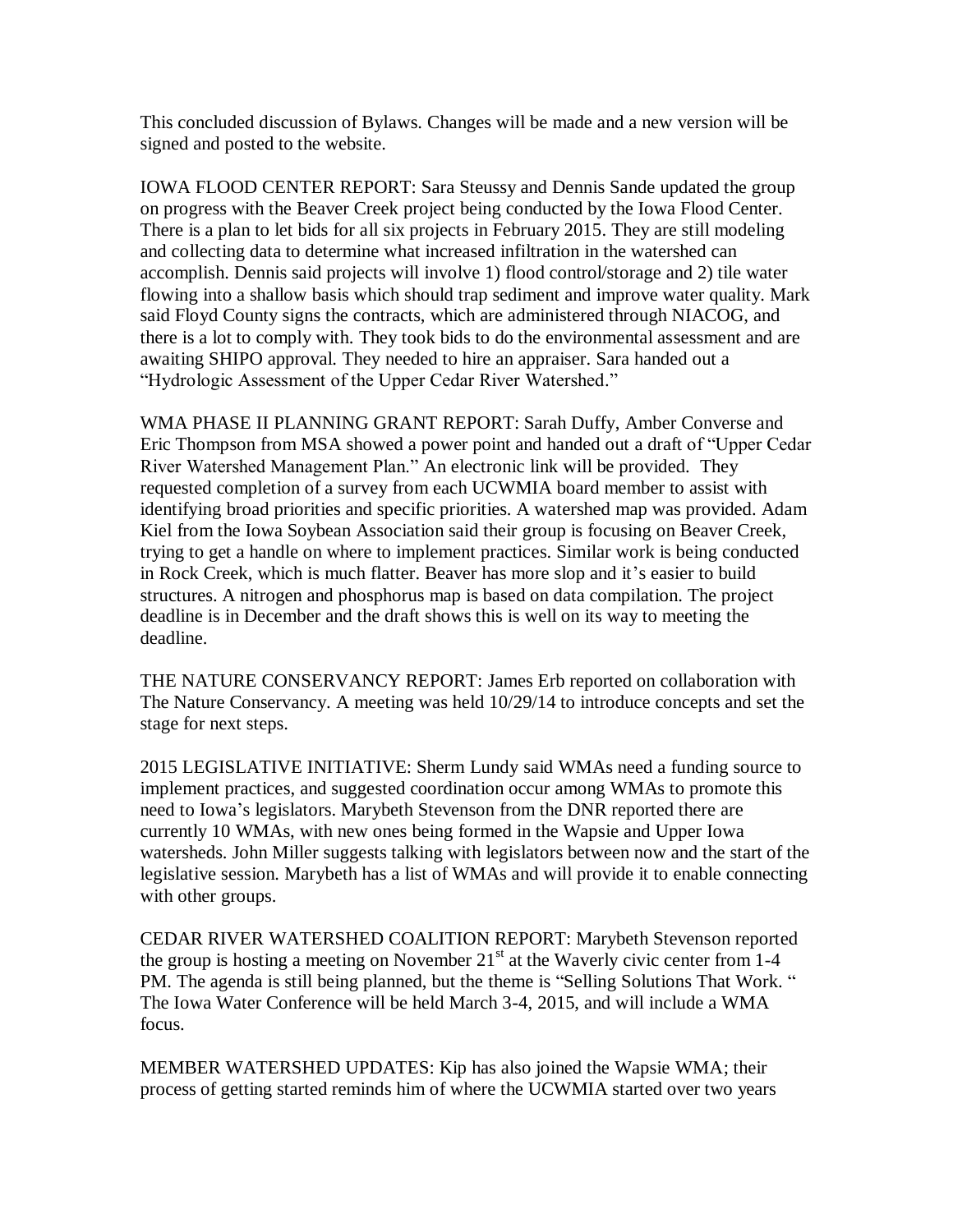This concluded discussion of Bylaws. Changes will be made and a new version will be signed and posted to the website.

IOWA FLOOD CENTER REPORT: Sara Steussy and Dennis Sande updated the group on progress with the Beaver Creek project being conducted by the Iowa Flood Center. There is a plan to let bids for all six projects in February 2015. They are still modeling and collecting data to determine what increased infiltration in the watershed can accomplish. Dennis said projects will involve 1) flood control/storage and 2) tile water flowing into a shallow basis which should trap sediment and improve water quality. Mark said Floyd County signs the contracts, which are administered through NIACOG, and there is a lot to comply with. They took bids to do the environmental assessment and are awaiting SHIPO approval. They needed to hire an appraiser. Sara handed out a "Hydrologic Assessment of the Upper Cedar River Watershed."

WMA PHASE II PLANNING GRANT REPORT: Sarah Duffy, Amber Converse and Eric Thompson from MSA showed a power point and handed out a draft of "Upper Cedar River Watershed Management Plan." An electronic link will be provided. They requested completion of a survey from each UCWMIA board member to assist with identifying broad priorities and specific priorities. A watershed map was provided. Adam Kiel from the Iowa Soybean Association said their group is focusing on Beaver Creek, trying to get a handle on where to implement practices. Similar work is being conducted in Rock Creek, which is much flatter. Beaver has more slop and it's easier to build structures. A nitrogen and phosphorus map is based on data compilation. The project deadline is in December and the draft shows this is well on its way to meeting the deadline.

THE NATURE CONSERVANCY REPORT: James Erb reported on collaboration with The Nature Conservancy. A meeting was held 10/29/14 to introduce concepts and set the stage for next steps.

2015 LEGISLATIVE INITIATIVE: Sherm Lundy said WMAs need a funding source to implement practices, and suggested coordination occur among WMAs to promote this need to Iowa's legislators. Marybeth Stevenson from the DNR reported there are currently 10 WMAs, with new ones being formed in the Wapsie and Upper Iowa watersheds. John Miller suggests talking with legislators between now and the start of the legislative session. Marybeth has a list of WMAs and will provide it to enable connecting with other groups.

CEDAR RIVER WATERSHED COALITION REPORT: Marybeth Stevenson reported the group is hosting a meeting on November 21st at the Waverly civic center from 1-4 PM. The agenda is still being planned, but the theme is "Selling Solutions That Work. " The Iowa Water Conference will be held March 3-4, 2015, and will include a WMA focus.

MEMBER WATERSHED UPDATES: Kip has also joined the Wapsie WMA; their process of getting started reminds him of where the UCWMIA started over two years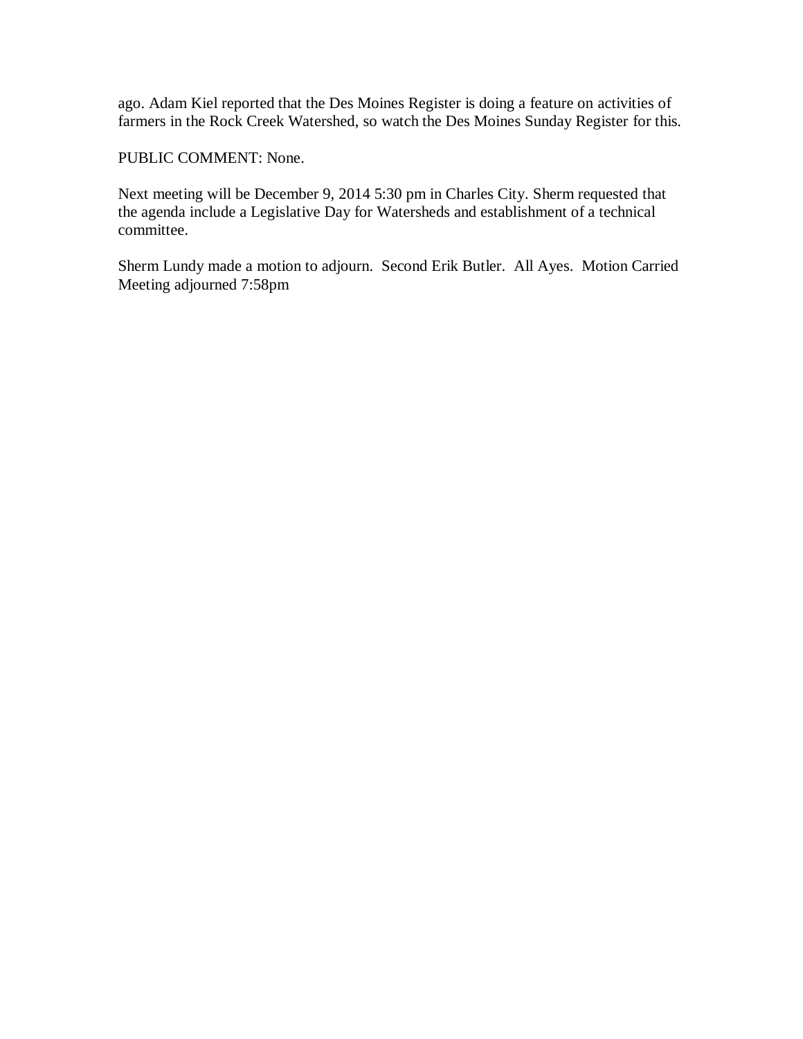ago. Adam Kiel reported that the Des Moines Register is doing a feature on activities of farmers in the Rock Creek Watershed, so watch the Des Moines Sunday Register for this.

PUBLIC COMMENT: None.

Next meeting will be December 9, 2014 5:30 pm in Charles City. Sherm requested that the agenda include a Legislative Day for Watersheds and establishment of a technical committee.

Sherm Lundy made a motion to adjourn. Second Erik Butler. All Ayes. Motion Carried
Meeting adjourned 7:58pm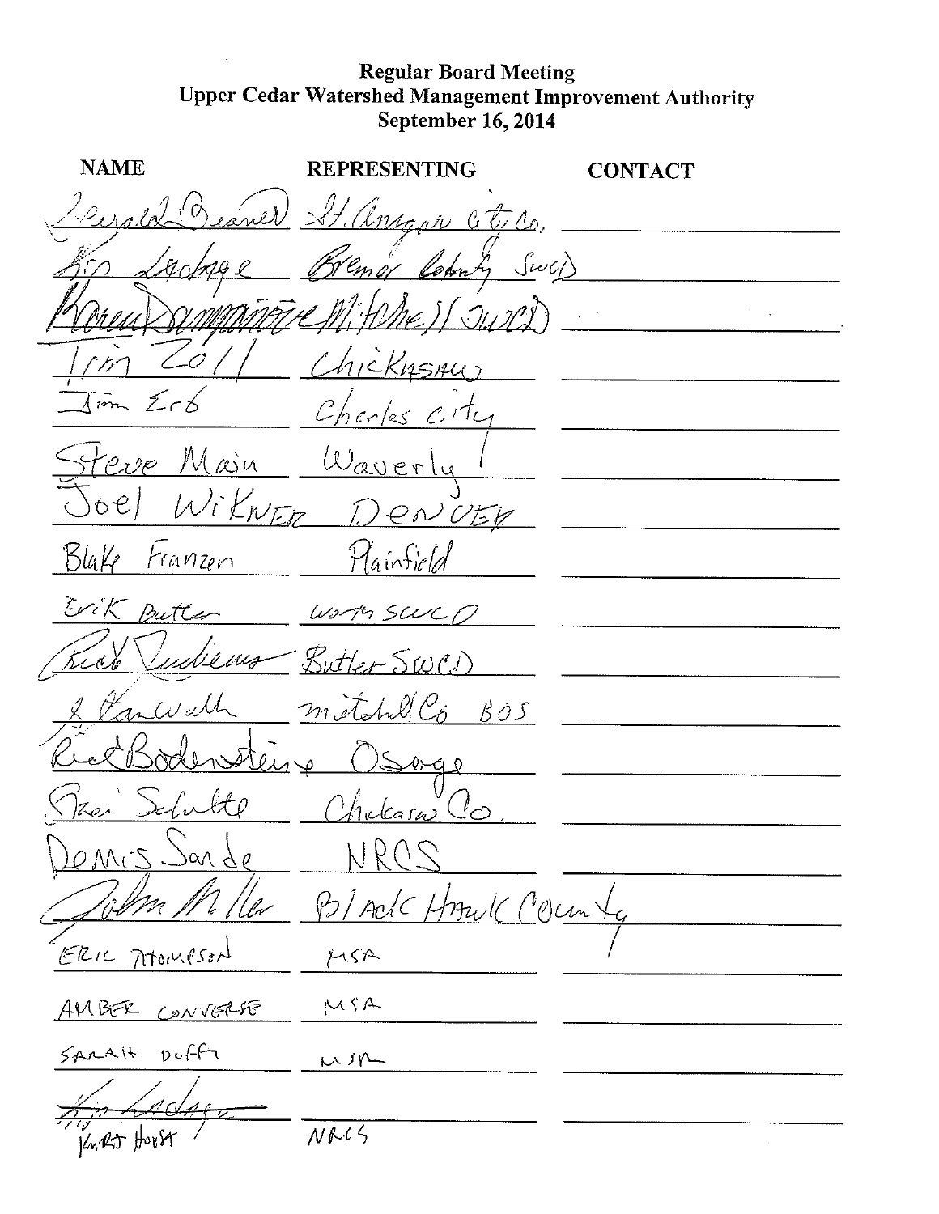# Regular Board Meeting
## Upper Cedar Watershed Management Improvement Authority
### September 16, 2014

| NAME | REPRESENTING | CONTACT |
| --- | --- | --- |
| Gerald Beaver | St. Ansgar City Co. | |
| Kip Ladage | Bremer County SWCD | |
| Karen Dampman | Mitchell SWCD | |
| Tim Zoll | Chickasaw | |
| Jim Erb | Charles City | |
| Steve Main | Waverly | |
| Joel Wikner | Denver | |
| Blake Franzen | Plainfield | |
| Erik Butler | Worth SWCD | |
| Rick Juchems | Butler SWCD | |
| J. VanWalk | Mitchell Co BOS | |
| Rick Bodenstein | Osage | |
| Steve Schulte | Chickasaw Co. | |
| Dennis Sande | NRCS | |
| John Miller | Black Hawk County | |
| ERIC THOMPSON | MSA | |
| AMBER CONVERSE | MSA | |
| SARAH DUFFY | MSA | |
| ~~Kip Ladage~~ KURT HORST | NRCS | |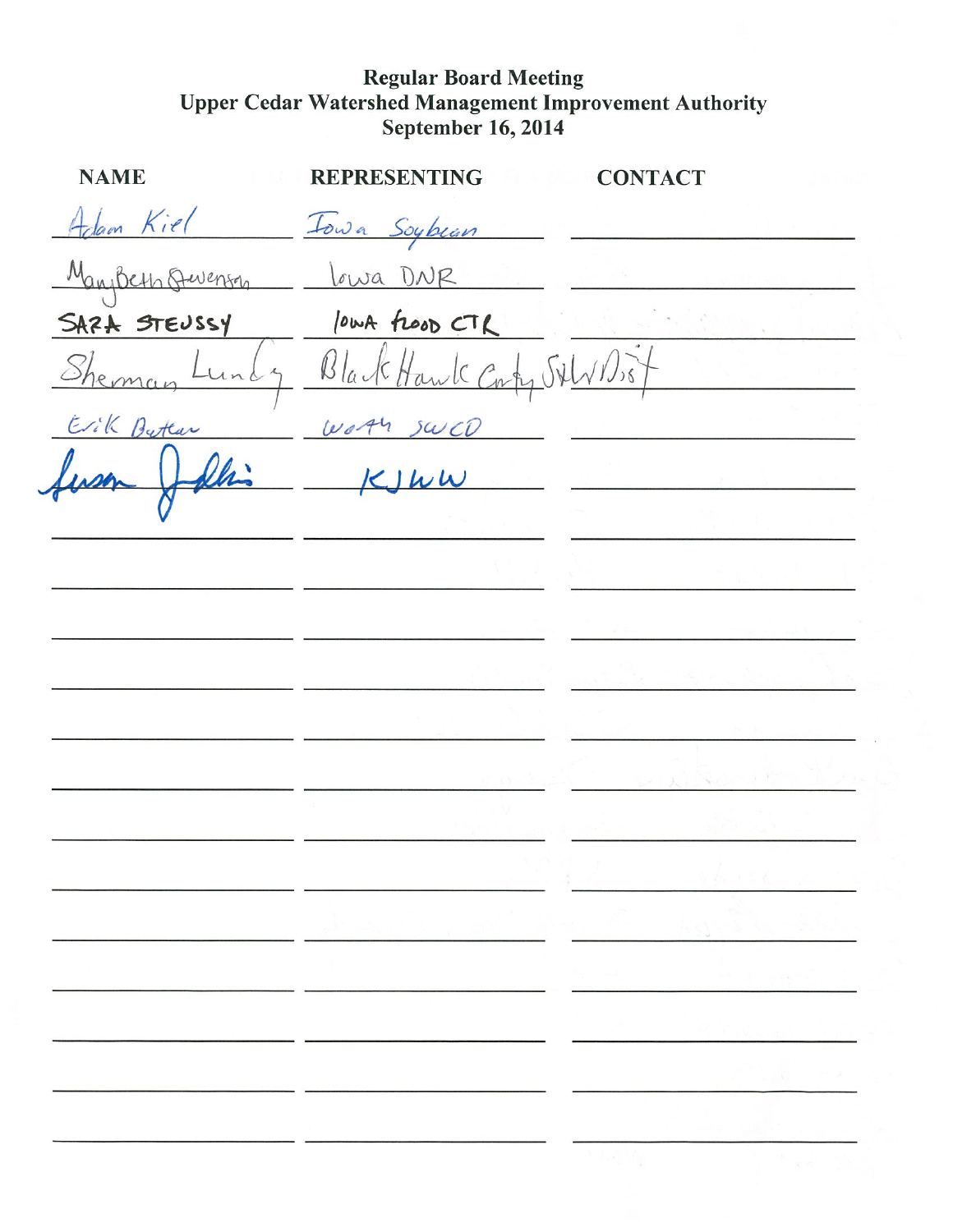**Regular Board Meeting**
**Upper Cedar Watershed Management Improvement Authority**
**September 16, 2014**

| NAME | REPRESENTING | CONTACT |
| --- | --- | --- |
| Adam Kiel | Iowa Soybean | |
| MaryBeth Stevenson | Iowa DNR | |
| SARA STEUSSY | IOWA FLOOD CTR | |
| Sherman Lundy | Black Hawk Cnty Sil W Dist | |
| Erik Buttar | Worth SWCD | |
| Susan Judkins | KJWW | |
| | | |
| | | |
| | | |
| | | |
| | | |
| | | |
| | | |
| | | |
| | | |
| | | |
| | | |
| | | |
| | | |